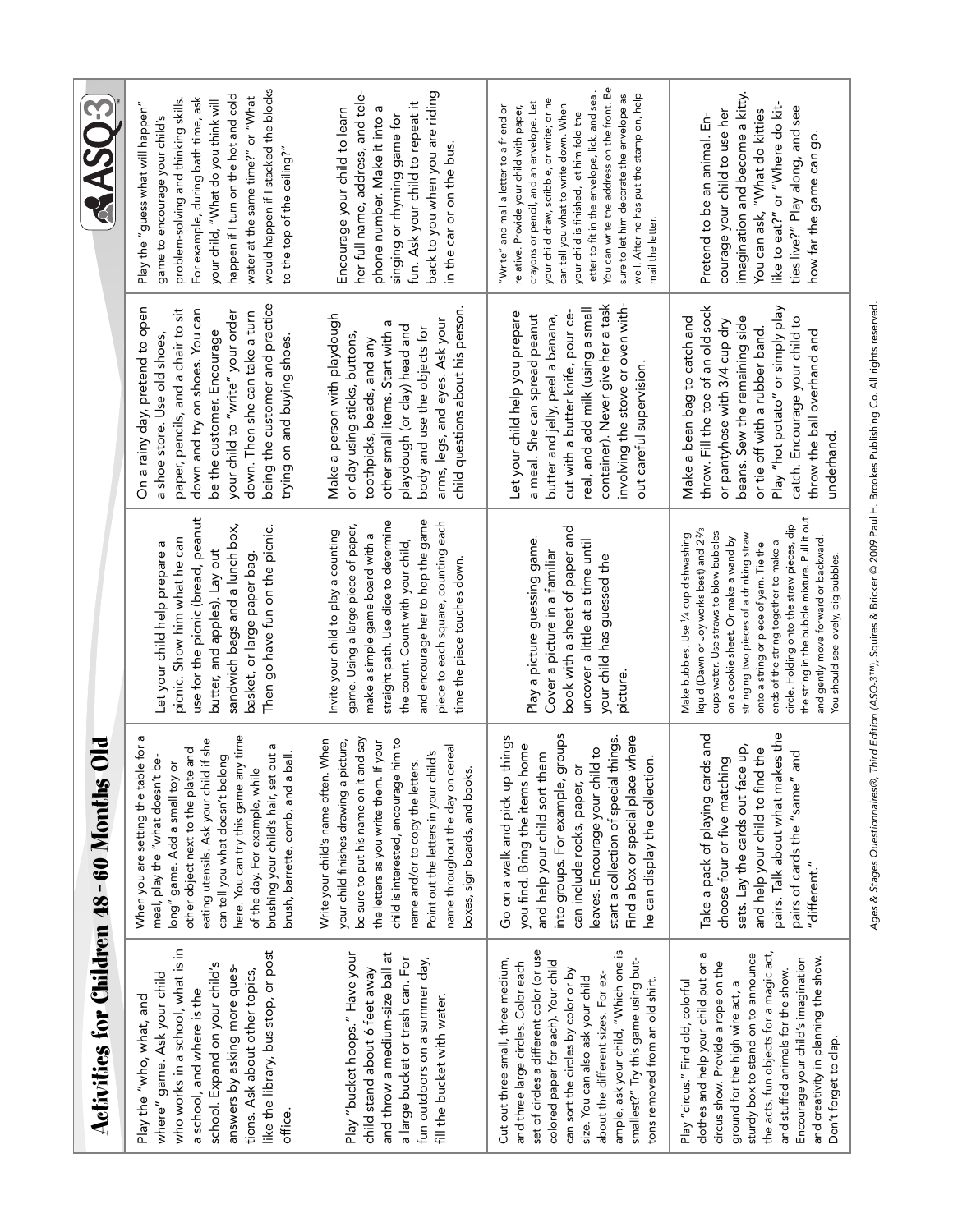# Activities for Children 48–60 Months Old

Play the "who, what, and where" game. Ask your child who works in a school, what is in a school, and where is the school. Expand on your child's answers by asking more questions. Ask about other topics, like the library, bus stop, or post office.

When you are setting the table for a meal, play the "what doesn't belong" game. Add a small toy or other object next to the plate and eating utensils. Ask your child if she can tell you what doesn't belong here. You can try this game any time of the day. For example, while brushing your child's hair, set out a brush, barrette, comb, and a ball.

Let your child help prepare a picnic. Show him what he can use for the picnic (bread, peanut butter, and apples). Lay out sandwich bags and a lunch box, basket, or large paper bag. Then go have fun on the picnic.

On a rainy day, pretend to open a shoe store. Use old shoes, paper, pencils, and a chair to sit down and try on shoes. You can be the customer. Encourage your child to "write" your order down. Then she can take a turn being the customer and practice trying on and buying shoes.

Play the "guess what will happen" game to encourage your child's problem-solving and thinking skills. For example, during bath time, ask your child, "What do you think will happen if I turn on the hot and cold water at the same time?" or "What would happen if I stacked the blocks to the top of the ceiling?"

Play "bucket hoops." Have your child stand about 6 feet away and throw a medium-size ball at a large bucket or trash can. For fun outdoors on a summer day, fill the bucket with water.

Write your child's name often. When your child finishes drawing a picture, be sure to put his name on it and say the letters as you write them. If your child is interested, encourage him to name and/or to copy the letters. Point out the letters in your child's name throughout the day on cereal boxes, sign boards, and books.

Invite your child to play a counting game. Using a large piece of paper, make a simple game board with a straight path. Use dice to determine the count. Count with your child, and encourage her to hop the game piece to each square, counting each time the piece touches down.

Make a person with playdough or clay using sticks, buttons, toothpicks, beads, and any other small items. Start with a playdough (or clay) head and body and use the objects for arms, legs, and eyes. Ask your child questions about his person.

Encourage your child to learn her full name, address, and telephone number. Make it into a singing or rhyming game for fun. Ask your child to repeat it back to you when you are riding in the car or on the bus.

Cut out three small, three medium, and three large circles. Color each set of circles a different color (or use colored paper for each). Your child can sort the circles by color or by size. You can also ask your child about the different sizes. For example, ask your child, "Which one is smallest?" Try this game using buttons removed from an old shirt.

Go on a walk and pick up things you find. Bring the items home and help your child sort them into groups. For example, groups can include rocks, paper, or leaves. Encourage your child to start a collection of special things. Find a box or special place where he can display the collection.

Play a picture guessing game. Cover a picture in a familiar book with a sheet of paper and uncover a little at a time until your child has guessed the picture.

Let your child help you prepare a meal. She can spread peanut butter and jelly, peel a banana, cut with a butter knife, pour cereal, and add milk (using a small container). Never give her a task involving the stove or oven without careful supervision.

"Write" and mail a letter to a friend or relative. Provide your child with paper, crayons or pencil, and an envelope. Let your child draw, scribble, or write; or he can tell you what to write down. When your child is finished, let him fold the letter to fit in the envelope, lick, and seal. You can write the address on the front. Be sure to let him decorate the envelope as well. After he has put the stamp on, help mail the letter.

Play "circus." Find old, colorful clothes and help your child put on a circus show. Provide a rope on the ground for the high wire act, a sturdy box to stand on to announce the acts, fun objects for a magic act, and stuffed animals for the show. Encourage your child's imagination and creativity in planning the show. Don't forget to clap.

Take a pack of playing cards and choose four or five matching sets. Lay the cards out face up, and help your child to find the pairs. Talk about what makes the pairs of cards the "same" and "different."

Make bubbles. Use 1/4 cup dishwashing liquid (Dawn or Joy works best) and 2 2/3 cups water. Use straws to blow bubbles on a cookie sheet. Or make a wand by stringing two pieces of a drinking straw onto a string or piece of yarn. Tie the ends of the string together to make a circle. Holding onto the straw pieces, dip the string in the bubble mixture. Pull it out and gently move forward or backward. You should see lovely, big bubbles.

Make a bean bag to catch and throw. Fill the toe of an old sock or pantyhose with 3/4 cup dry beans. Sew the remaining side or tie off with a rubber band. Play "hot potato" or simply play catch. Encourage your child to throw the ball overhand and underhand.

Pretend to be an animal. Encourage your child to use her imagination and become a kitty. You can ask, "What do kitties like to eat?" or "Where do kitties live?" Play along, and see how far the game can go.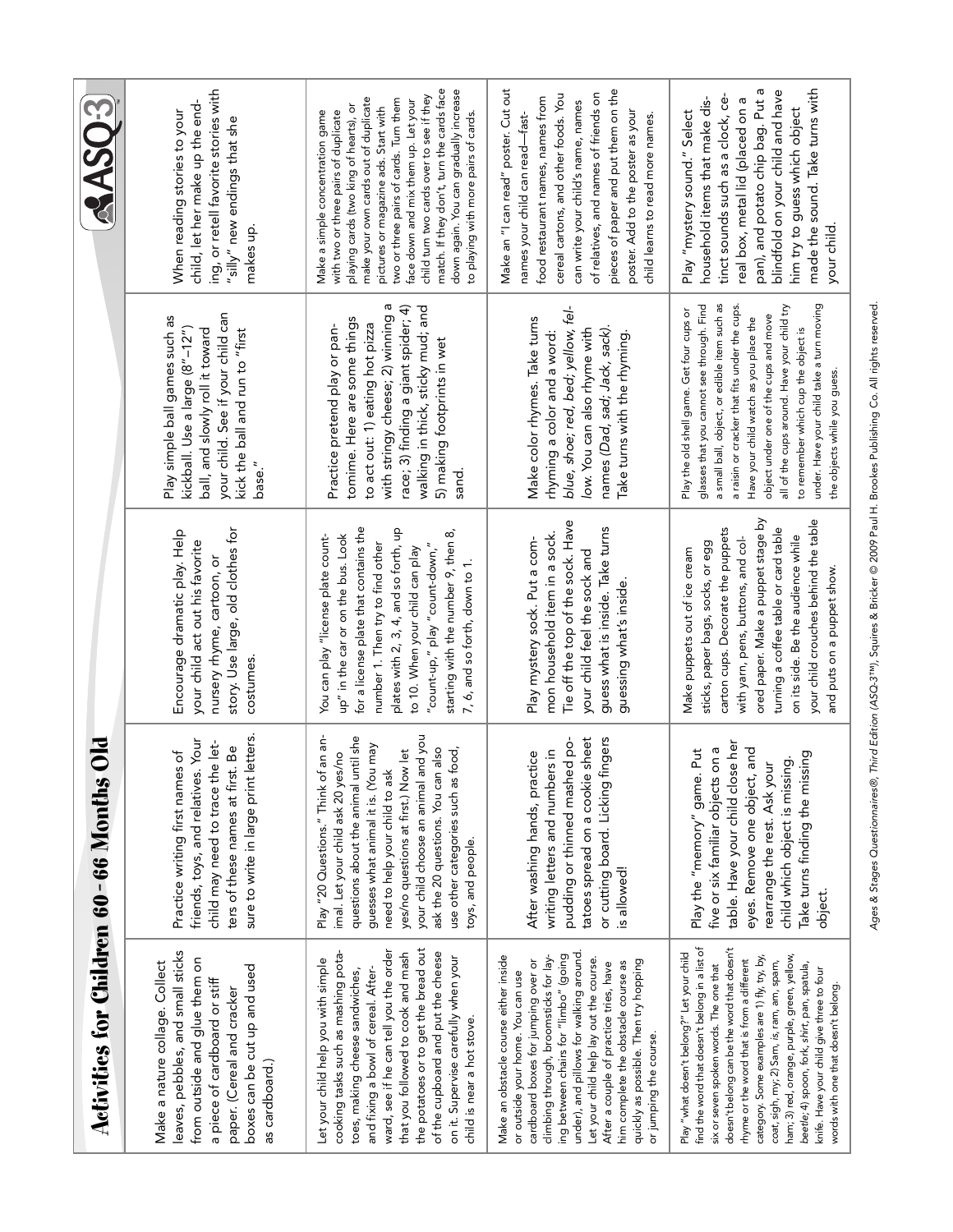# Activities for Children 60–66 Months Old

Make a nature collage. Collect leaves, pebbles, and small sticks from outside and glue them on a piece of cardboard or stiff paper. (Cereal and cracker boxes can be cut up and used as cardboard.)

Practice writing first names of friends, toys, and relatives. Your child may need to trace the letters of these names at first. Be sure to write in large print letters.

Encourage dramatic play. Help your child act out his favorite nursery rhyme, cartoon, or story. Use large, old clothes for costumes.

Play simple ball games such as kickball. Use a large (8"–12") ball, and slowly roll it toward your child. See if your child can kick the ball and run to "first base."

When reading stories to your child, let her make up the ending, or retell favorite stories with "silly" new endings that she makes up.

Let your child help you with simple cooking tasks such as mashing potatoes, making cheese sandwiches, and fixing a bowl of cereal. Afterward, see if he can tell you the order that you followed to cook and mash the potatoes or to get the bread out of the cupboard and put the cheese on it. Supervise carefully when your child is near a hot stove.

Play "20 Questions." Think of an animal. Let your child ask 20 yes/no questions about the animal until she guesses what animal it is. (You may need to help your child to ask yes/no questions at first.) Now let your child choose an animal and you ask the 20 questions. You can also use other categories such as food, toys, and people.

You can play "license plate count-up" in the car or on the bus. Look for a license plate that contains the number 1. Then try to find other plates with 2, 3, 4, and so forth, up to 10. When your child can play "count-up," play "count-down," starting with the number 9, then 8, 7, 6, and so forth, down to 1.

Practice pretend play or pantomime. Here are some things to act out: 1) eating hot pizza with stringy cheese; 2) winning a race; 3) finding a giant spider; 4) walking in thick, sticky mud; and 5) making footprints in wet sand.

Make a simple concentration game with two or three pairs of duplicate playing cards (two king of hearts), or make your own cards out of duplicate pictures or magazine ads. Start with two or three pairs of cards. Turn them face down and mix them up. Let your child turn two cards over to see if they match. If they don't, turn the cards face down again. You can gradually increase to playing with more pairs of cards.

Make an obstacle course either inside or outside your home. You can use cardboard boxes for jumping over or climbing through, broomsticks for laying between chairs for "limbo" (going under), and pillows for walking around. Let your child help lay out the course. After a couple of practice tries, have him complete the obstacle course as quickly as possible. Then try hopping or jumping the course.

After washing hands, practice writing letters and numbers in pudding or thinned mashed potatoes spread on a cookie sheet or cutting board. Licking fingers is allowed!

Play mystery sock. Put a common household item in a sock. Tie off the top of the sock. Have your child feel the sock and guess what is inside. Take turns guessing what's inside.

Make color rhymes. Take turns rhyming a color and a word: *blue, shoe; red, bed; yellow, fellow.* You can also rhyme with names (*Dad, sad; Jack, sack*). Take turns with the rhyming.

Make an "I can read" poster. Cut out names your child can read—fast-food restaurant names, names from cereal cartons, and other foods. You can write your child's name, names of relatives, and names of friends on pieces of paper and put them on the poster. Add to the poster as your child learns to read more names.

Play "what doesn't belong?" Let your child find the word that doesn't belong in a list of six or seven spoken words. The one that doesn't belong can be the word that doesn't rhyme or the word that is from a different category. Some examples are 1) fly, try, by, *coat*, sigh, my; 2) Sam, is, ram, am, spam, ham; 3) red, orange, purple, green, yellow, *beetle*; 4) spoon, fork, *shirt*, pan, spatula, knife. Have your child give three to four words with one that doesn't belong.

Play the "memory" game. Put five or six familiar objects on a table. Have your child close her eyes. Remove one object, and rearrange the rest. Ask your child which object is missing. Take turns finding the missing object.

Make puppets out of ice cream sticks, paper bags, socks, or egg carton cups. Decorate the puppets with yarn, pens, buttons, and colored paper. Make a puppet stage by turning a coffee table or card table on its side. Be the audience while your child crouches behind the table and puts on a puppet show.

Play the old shell game. Get four cups or glasses that you cannot see through. Find a small ball, object, or edible item such as a raisin or cracker that fits under the cups. Have your child watch as you place the object under one of the cups and move all of the cups around. Have your child try to remember which cup the object is under. Have your child take a turn moving the objects while you guess.

Play "mystery sound." Select household items that make distinct sounds such as a clock, cereal box, metal lid (placed on a pan), and potato chip bag. Put a blindfold on your child and have him try to guess which object made the sound. Take turns with your child.

*Ages & Stages Questionnaires®, Third Edition (ASQ-3™),* Squires & Bricker © 2009 Paul H. Brookes Publishing Co. All rights reserved.